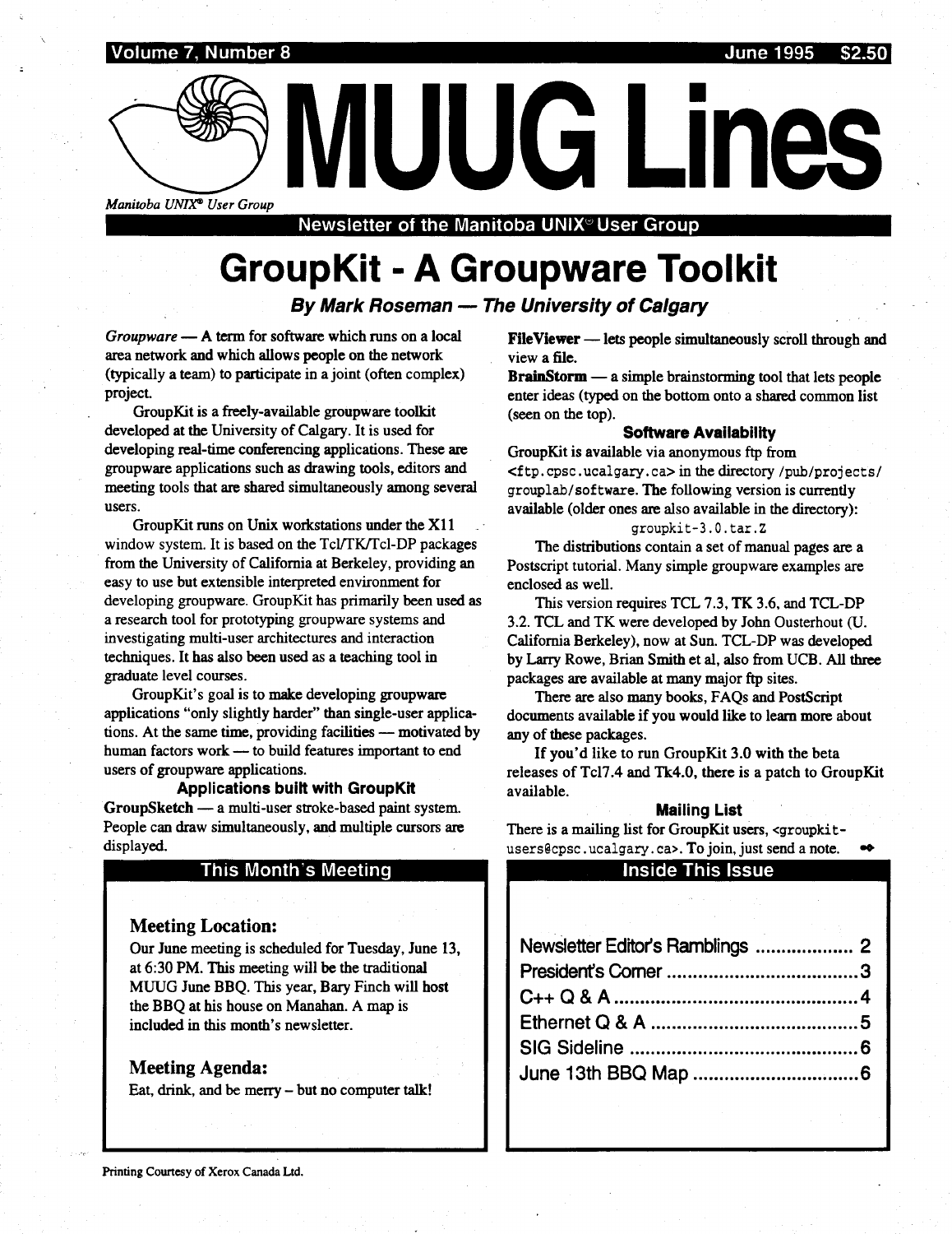Volume 7, Number 8 — June 1995 — $2.50

# MUUG Lines

*Manitoba UNIX® User Group*

Newsletter of the Manitoba UNIX® User Group

# GroupKit - A Groupware Toolkit

### *By Mark Roseman — The University of Calgary*

*Groupware* — A term for software which runs on a local area network and which allows people on the network (typically a team) to participate in a joint (often complex) project.

GroupKit is a freely-available groupware toolkit developed at the University of Calgary. It is used for developing real-time conferencing applications. These are groupware applications such as drawing tools, editors and meeting tools that are shared simultaneously among several users.

GroupKit runs on Unix workstations under the X11 window system. It is based on the Tcl/TK/Tcl-DP packages from the University of California at Berkeley, providing an easy to use but extensible interpreted environment for developing groupware. GroupKit has primarily been used as a research tool for prototyping groupware systems and investigating multi-user architectures and interaction techniques. It has also been used as a teaching tool in graduate level courses.

GroupKit's goal is to make developing groupware applications "only slightly harder" than single-user applications. At the same time, providing facilities — motivated by human factors work — to build features important to end users of groupware applications.

### Applications built with GroupKit

**GroupSketch** — a multi-user stroke-based paint system. People can draw simultaneously, and multiple cursors are displayed.

**FileViewer** — lets people simultaneously scroll through and view a file.

**BrainStorm** — a simple brainstorming tool that lets people enter ideas (typed on the bottom onto a shared common list (seen on the top).

### Software Availability

GroupKit is available via anonymous ftp from `<ftp.cpsc.ucalgary.ca>` in the directory `/pub/projects/grouplab/software`. The following version is currently available (older ones are also available in the directory):

`groupkit-3.0.tar.Z`

The distributions contain a set of manual pages are a Postscript tutorial. Many simple groupware examples are enclosed as well.

This version requires TCL 7.3, TK 3.6, and TCL-DP 3.2. TCL and TK were developed by John Ousterhout (U. California Berkeley), now at Sun. TCL-DP was developed by Larry Rowe, Brian Smith et al, also from UCB. All three packages are available at many major ftp sites.

There are also many books, FAQs and PostScript documents available if you would like to learn more about any of these packages.

If you'd like to run GroupKit 3.0 with the beta releases of Tcl7.4 and Tk4.0, there is a patch to GroupKit available.

### Mailing List

There is a mailing list for GroupKit users, `<groupkit-users@cpsc.ucalgary.ca>`. To join, just send a note. ➡

## This Month's Meeting

### Meeting Location:

Our June meeting is scheduled for Tuesday, June 13, at 6:30 PM. This meeting will be the traditional MUUG June BBQ. This year, Bary Finch will host the BBQ at his house on Manahan. A map is included in this month's newsletter.

### Meeting Agenda:

Eat, drink, and be merry – but no computer talk!

## Inside This Issue

- Newsletter Editor's Ramblings .................. 2
- President's Corner .................. 3
- C++ Q & A .................. 4
- Ethernet Q & A .................. 5
- SIG Sideline .................. 6
- June 13th BBQ Map .................. 6

Printing Courtesy of Xerox Canada Ltd.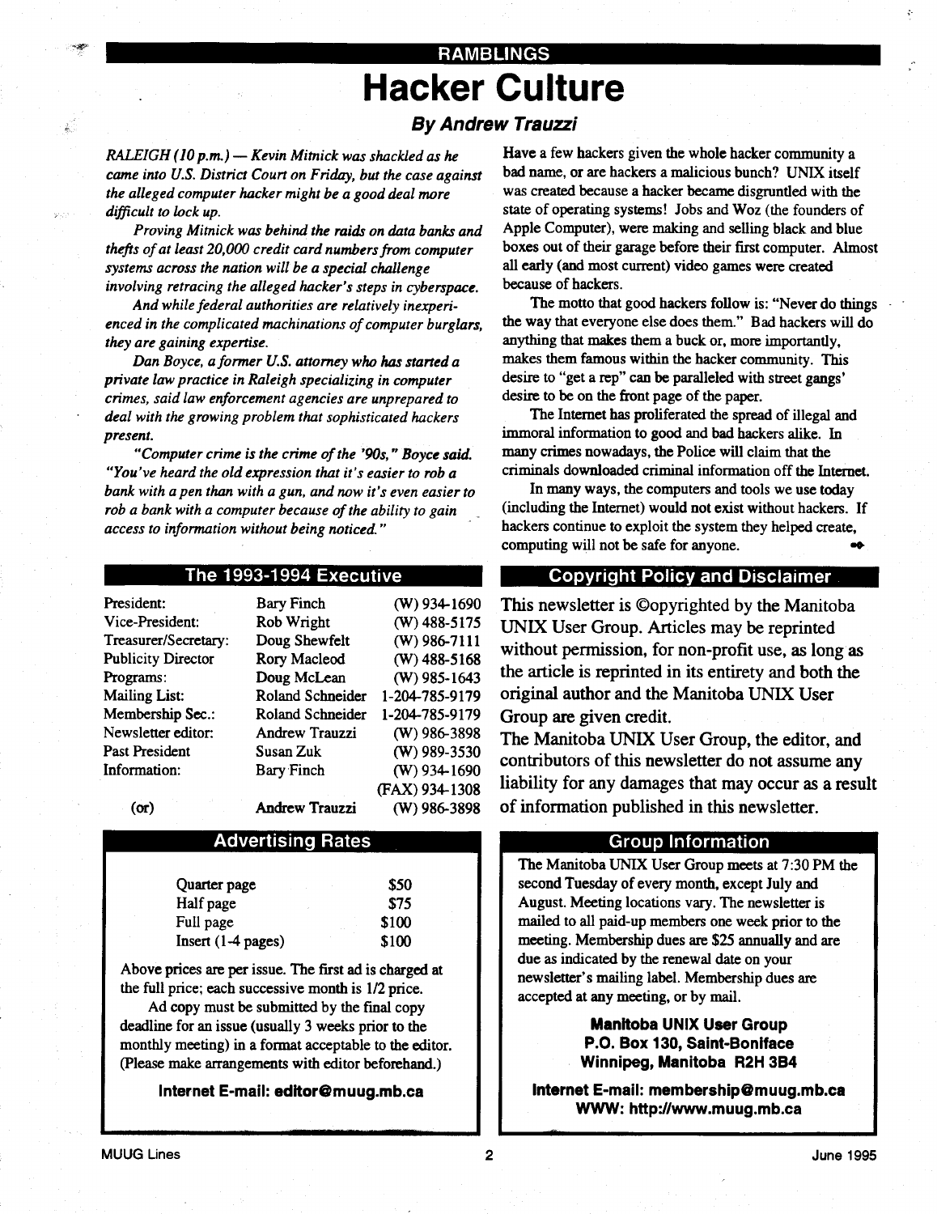RAMBLINGS

# Hacker Culture

### *By Andrew Trauzzi*

*RALEIGH (10 p.m.) — Kevin Mitnick was shackled as he came into U.S. District Court on Friday, but the case against the alleged computer hacker might be a good deal more difficult to lock up.*

*Proving Mitnick was behind the raids on data banks and thefts of at least 20,000 credit card numbers from computer systems across the nation will be a special challenge involving retracing the alleged hacker's steps in cyberspace.*

*And while federal authorities are relatively inexperienced in the complicated machinations of computer burglars, they are gaining expertise.*

*Dan Boyce, a former U.S. attorney who has started a private law practice in Raleigh specializing in computer crimes, said law enforcement agencies are unprepared to deal with the growing problem that sophisticated hackers present.*

*"Computer crime is the crime of the '90s," Boyce said. "You've heard the old expression that it's easier to rob a bank with a pen than with a gun, and now it's even easier to rob a bank with a computer because of the ability to gain access to information without being noticed."*

Have a few hackers given the whole hacker community a bad name, or are hackers a malicious bunch? UNIX itself was created because a hacker became disgruntled with the state of operating systems! Jobs and Woz (the founders of Apple Computer), were making and selling black and blue boxes out of their garage before their first computer. Almost all early (and most current) video games were created because of hackers.

The motto that good hackers follow is: "Never do things the way that everyone else does them." Bad hackers will do anything that makes them a buck or, more importantly, makes them famous within the hacker community. This desire to "get a rep" can be paralleled with street gangs' desire to be on the front page of the paper.

The Internet has proliferated the spread of illegal and immoral information to good and bad hackers alike. In many crimes nowadays, the Police will claim that the criminals downloaded criminal information off the Internet.

In many ways, the computers and tools we use today (including the Internet) would not exist without hackers. If hackers continue to exploit the system they helped create, computing will not be safe for anyone.

## The 1993-1994 Executive

| | | |
|---|---|---|
| President: | Bary Finch | (W) 934-1690 |
| Vice-President: | Rob Wright | (W) 488-5175 |
| Treasurer/Secretary: | Doug Shewfelt | (W) 986-7111 |
| Publicity Director | Rory Macleod | (W) 488-5168 |
| Programs: | Doug McLean | (W) 985-1643 |
| Mailing List: | Roland Schneider | 1-204-785-9179 |
| Membership Sec.: | Roland Schneider | 1-204-785-9179 |
| Newsletter editor: | Andrew Trauzzi | (W) 986-3898 |
| Past President | Susan Zuk | (W) 989-3530 |
| Information: | Bary Finch | (W) 934-1690 |
| | | (FAX) 934-1308 |
| (or) | Andrew Trauzzi | (W) 986-3898 |

## Copyright Policy and Disclaimer

This newsletter is ©opyrighted by the Manitoba UNIX User Group. Articles may be reprinted without permission, for non-profit use, as long as the article is reprinted in its entirety and both the original author and the Manitoba UNIX User Group are given credit.

The Manitoba UNIX User Group, the editor, and contributors of this newsletter do not assume any liability for any damages that may occur as a result of information published in this newsletter.

## Advertising Rates

| | |
|---|---|
| Quarter page | $50 |
| Half page | $75 |
| Full page | $100 |
| Insert (1-4 pages) | $100 |

Above prices are per issue. The first ad is charged at the full price; each successive month is 1/2 price.

Ad copy must be submitted by the final copy deadline for an issue (usually 3 weeks prior to the monthly meeting) in a format acceptable to the editor. (Please make arrangements with editor beforehand.)

**Internet E-mail: editor@muug.mb.ca**

## Group Information

The Manitoba UNIX User Group meets at 7:30 PM the second Tuesday of every month, except July and August. Meeting locations vary. The newsletter is mailed to all paid-up members one week prior to the meeting. Membership dues are $25 annually and are due as indicated by the renewal date on your newsletter's mailing label. Membership dues are accepted at any meeting, or by mail.

**Manitoba UNIX User Group**
**P.O. Box 130, Saint-Boniface**
**Winnipeg, Manitoba R2H 3B4**

**Internet E-mail: membership@muug.mb.ca**
**WWW: http://www.muug.mb.ca**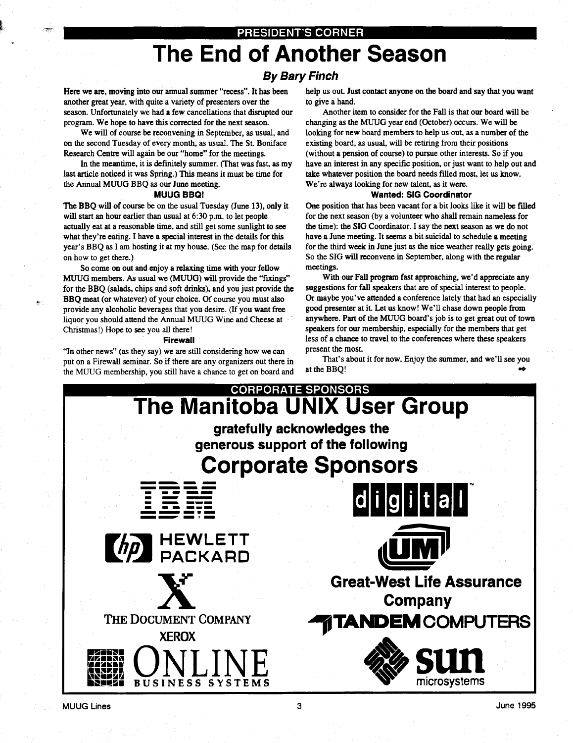PRESIDENT'S CORNER

# The End of Another Season

### *By Bary Finch*

Here we are, moving into our annual summer "recess". It has been another great year, with quite a variety of presenters over the season. Unfortunately we had a few cancellations that disrupted our program. We hope to have this corrected for the next season.

We will of course be reconvening in September, as usual, and on the second Tuesday of every month, as usual. The St. Boniface Research Centre will again be our "home" for the meetings.

In the meantime, it is definitely summer. (That was fast, as my last article noticed it was Spring.) This means it must be time for the Annual MUUG BBQ as our June meeting.

#### MUUG BBQ!

The BBQ will of course be on the usual Tuesday (June 13), only it will start an hour earlier than usual at 6:30 p.m. to let people actually eat at a reasonable time, and still get some sunlight to see what they're eating. I have a special interest in the details for this year's BBQ as I am hosting it at my house. (See the map for details on how to get there.)

So come on out and enjoy a relaxing time with your fellow MUUG members. As usual we (MUUG) will provide the "fixings" for the BBQ (salads, chips and soft drinks), and you just provide the BBQ meat (or whatever) of your choice. Of course you must also provide any alcoholic beverages that you desire. (If you want free liquor you should attend the Annual MUUG Wine and Cheese at Christmas!) Hope to see you all there!

#### Firewall

"In other news" (as they say) we are still considering how we can put on a Firewall seminar. So if there are any organizers out there in the MUUG membership, you still have a chance to get on board and help us out. Just contact anyone on the board and say that you want to give a hand.

Another item to consider for the Fall is that our board will be changing as the MUUG year end (October) occurs. We will be looking for new board members to help us out, as a number of the existing board, as usual, will be retiring from their positions (without a pension of course) to pursue other interests. So if you have an interest in any specific position, or just want to help out and take whatever position the board needs filled most, let us know. We're always looking for new talent, as it were.

#### Wanted: SIG Coordinator

One position that has been vacant for a bit looks like it will be filled for the next season (by a volunteer who shall remain nameless for the time): the SIG Coordinator. I say the next season as we do not have a June meeting. It seems a bit suicidal to schedule a meeting for the third week in June just as the nice weather really gets going. So the SIG will reconvene in September, along with the regular meetings.

With our Fall program fast approaching, we'd appreciate any suggestions for fall speakers that are of special interest to people. Or maybe you've attended a conference lately that had an especially good presenter at it. Let us know! We'll chase down people from anywhere. Part of the MUUG board's job is to get great out of town speakers for our membership, especially for the members that get less of a chance to travel to the conferences where these speakers present the most.

That's about it for now. Enjoy the summer, and we'll see you at the BBQ!

CORPORATE SPONSORS

# The Manitoba UNIX User Group

**gratefully acknowledges the generous support of the following**

## Corporate Sponsors

IBM

digital

HEWLETT PACKARD

UM

Great-West Life Assurance Company

THE DOCUMENT COMPANY XEROX

TANDEM COMPUTERS

ONLINE BUSINESS SYSTEMS

sun microsystems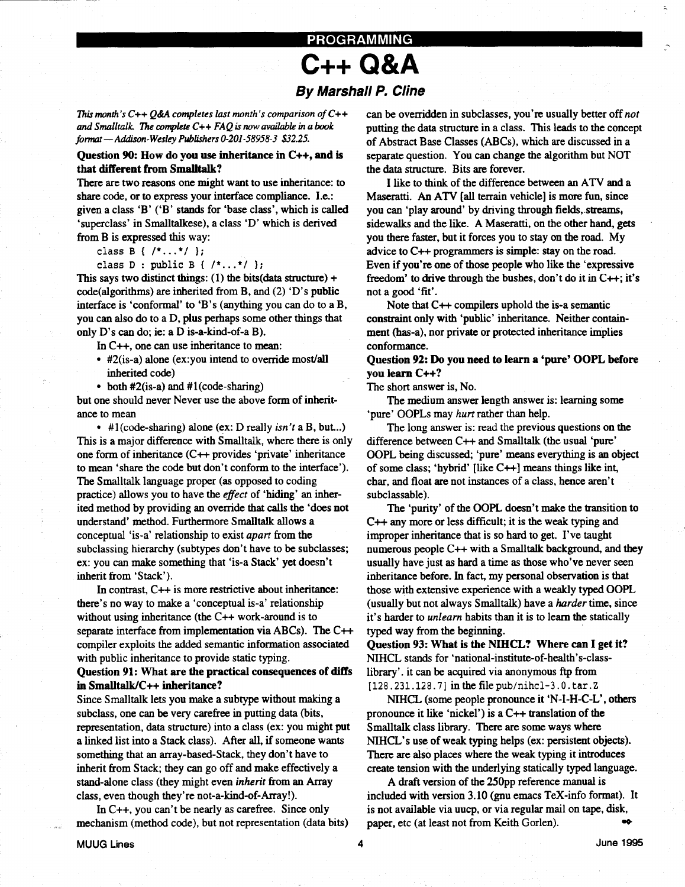PROGRAMMING

# C++ Q&A

### By Marshall P. Cline

*This month's C++ Q&A completes last month's comparison of C++ and Smalltalk. The complete C++ FAQ is now available in a book format — Addison-Wesley Publishers 0-201-58958-3 $32.25.*

**Question 90: How do you use inheritance in C++, and is that different from Smalltalk?**

There are two reasons one might want to use inheritance: to share code, or to express your interface compliance. I.e.: given a class 'B' ('B' stands for 'base class', which is called 'superclass' in Smalltalkese), a class 'D' which is derived from B is expressed this way:

```
class B { /*...*/ };
class D : public B { /*...*/ };
```

This says two distinct things: (1) the bits(data structure) + code(algorithms) are inherited from B, and (2) 'D's public interface is 'conformal' to 'B's (anything you can do to a B, you can also do to a D, plus perhaps some other things that only D's can do; ie: a D is-a-kind-of-a B).

In C++, one can use inheritance to mean:

- #2(is-a) alone (ex:you intend to override most/all inherited code)
- both #2(is-a) and #1(code-sharing)

but one should never Never use the above form of inheritance to mean

- #1(code-sharing) alone (ex: D really *isn't* a B, but...)

This is a major difference with Smalltalk, where there is only one form of inheritance (C++ provides 'private' inheritance to mean 'share the code but don't conform to the interface'). The Smalltalk language proper (as opposed to coding practice) allows you to have the *effect* of 'hiding' an inherited method by providing an override that calls the 'does not understand' method. Furthermore Smalltalk allows a conceptual 'is-a' relationship to exist *apart* from the subclassing hierarchy (subtypes don't have to be subclasses; ex: you can make something that 'is-a Stack' yet doesn't inherit from 'Stack').

In contrast, C++ is more restrictive about inheritance: there's no way to make a 'conceptual is-a' relationship without using inheritance (the C++ work-around is to separate interface from implementation via ABCs). The C++ compiler exploits the added semantic information associated with public inheritance to provide static typing.

**Question 91: What are the practical consequences of diffs in Smalltalk/C++ inheritance?**

Since Smalltalk lets you make a subtype without making a subclass, one can be very carefree in putting data (bits, representation, data structure) into a class (ex: you might put a linked list into a Stack class). After all, if someone wants something that an array-based-Stack, they don't have to inherit from Stack; they can go off and make effectively a stand-alone class (they might even *inherit* from an Array class, even though they're not-a-kind-of-Array!).

In C++, you can't be nearly as carefree. Since only mechanism (method code), but not representation (data bits) can be overridden in subclasses, you're usually better off *not* putting the data structure in a class. This leads to the concept of Abstract Base Classes (ABCs), which are discussed in a separate question. You can change the algorithm but NOT the data structure. Bits are forever.

I like to think of the difference between an ATV and a Maserati. An ATV [all terrain vehicle] is more fun, since you can 'play around' by driving through fields, streams, sidewalks and the like. A Maserati, on the other hand, gets you there faster, but it forces you to stay on the road. My advice to C++ programmers is simple: stay on the road. Even if you're one of those people who like the 'expressive freedom' to drive through the bushes, don't do it in C++; it's not a good 'fit'.

Note that C++ compilers uphold the is-a semantic constraint only with 'public' inheritance. Neither containment (has-a), nor private or protected inheritance implies conformance.

**Question 92: Do you need to learn a 'pure' OOPL before you learn C++?**

The short answer is, No.

The medium answer length answer is: learning some 'pure' OOPLs may *hurt* rather than help.

The long answer is: read the previous questions on the difference between C++ and Smalltalk (the usual 'pure' OOPL being discussed; 'pure' means everything is an object of some class; 'hybrid' [like C++] means things like int, char, and float are not instances of a class, hence aren't subclassable).

The 'purity' of the OOPL doesn't make the transition to C++ any more or less difficult; it is the weak typing and improper inheritance that is so hard to get. I've taught numerous people C++ with a Smalltalk background, and they usually have just as hard a time as those who've never seen inheritance before. In fact, my personal observation is that those with extensive experience with a weakly typed OOPL (usually but not always Smalltalk) have a *harder* time, since it's harder to *unlearn* habits than it is to learn the statically typed way from the beginning.

**Question 93: What is the NIHCL? Where can I get it?**

NIHCL stands for 'national-institute-of-health's-class-library'. it can be acquired via anonymous ftp from [128.231.128.7] in the file pub/nihcl-3.0.tar.Z

NIHCL (some people pronounce it 'N-I-H-C-L', others pronounce it like 'nickel') is a C++ translation of the Smalltalk class library. There are some ways where NIHCL's use of weak typing helps (ex: persistent objects). There are also places where the weak typing it introduces create tension with the underlying statically typed language.

A draft version of the 250pp reference manual is included with version 3.10 (gnu emacs TeX-info format). It is not available via uucp, or via regular mail on tape, disk, paper, etc (at least not from Keith Gorlen).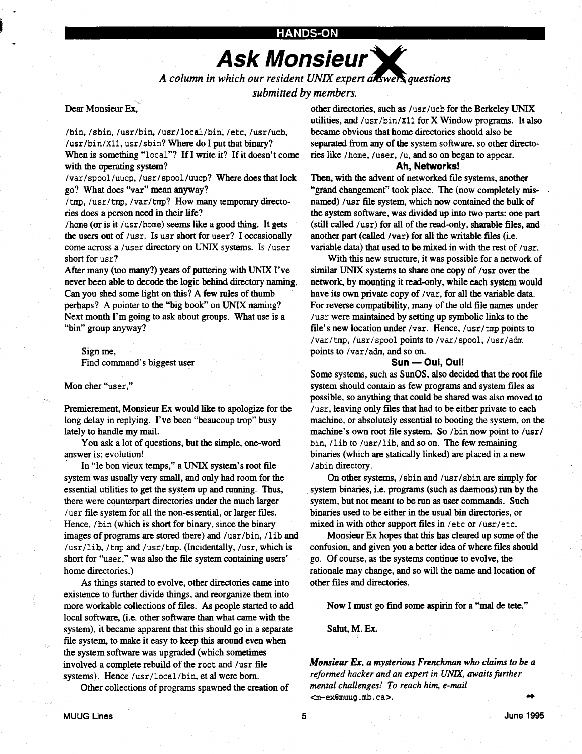HANDS-ON

# Ask Monsieur X

*A column in which our resident UNIX expert answers questions submitted by members.*

Dear Monsieur Ex,

/bin, /sbin, /usr/bin, /usr/local/bin, /etc, /usr/ucb, /usr/bin/X11, usr/sbin? Where do I put that binary? When is something "local"? If I write it? If it doesn't come with the operating system?

/var/spool/uucp, /usr/spool/uucp? Where does that lock go? What does "var" mean anyway?

/tmp, /usr/tmp, /var/tmp? How many temporary directories does a person need in their life?

/home (or is it /usr/home) seems like a good thing. It gets the users out of /usr. Is usr short for user? I occasionally come across a /user directory on UNIX systems. Is /user short for usr?

After many (too many?) years of puttering with UNIX I've never been able to decode the logic behind directory naming. Can you shed some light on this? A few rules of thumb perhaps? A pointer to the "big book" on UNIX naming? Next month I'm going to ask about groups. What use is a "bin" group anyway?

Sign me,
Find command's biggest user

Mon cher "user,"

Premierement, Monsieur Ex would like to apologize for the long delay in replying. I've been "beaucoup trop" busy lately to handle my mail.

You ask a lot of questions, but the simple, one-word answer is: evolution!

In "le bon vieux temps," a UNIX system's root file system was usually very small, and only had room for the essential utilities to get the system up and running. Thus, there were counterpart directories under the much larger /usr file system for all the non-essential, or larger files. Hence, /bin (which is short for binary, since the binary images of programs are stored there) and /usr/bin, /lib and /usr/lib, /tmp and /usr/tmp. (Incidentally, /usr, which is short for "user," was also the file system containing users' home directories.)

As things started to evolve, other directories came into existence to further divide things, and reorganize them into more workable collections of files. As people started to add local software, (i.e. other software than what came with the system), it became apparent that this should go in a separate file system, to make it easy to keep this around even when the system software was upgraded (which sometimes involved a complete rebuild of the root and /usr file systems). Hence /usr/local/bin, et al were born.

Other collections of programs spawned the creation of other directories, such as /usr/ucb for the Berkeley UNIX utilities, and /usr/bin/X11 for X Window programs. It also became obvious that home directories should also be separated from any of the system software, so other directories like /home, /user, /u, and so on began to appear.

### Ah, Networks!

Then, with the advent of networked file systems, another "grand changement" took place. The (now completely misnamed) /usr file system, which now contained the bulk of the system software, was divided up into two parts: one part (still called /usr) for all of the read-only, sharable files, and another part (called /var) for all the writable files (i.e. variable data) that used to be mixed in with the rest of /usr.

With this new structure, it was possible for a network of similar UNIX systems to share one copy of /usr over the network, by mounting it read-only, while each system would have its own private copy of /var, for all the variable data. For reverse compatibility, many of the old file names under /usr were maintained by setting up symbolic links to the file's new location under /var. Hence, /usr/tmp points to /var/tmp, /usr/spool points to /var/spool, /usr/adm points to /var/adm, and so on.

### Sun — Oui, Oui!

Some systems, such as SunOS, also decided that the root file system should contain as few programs and system files as possible, so anything that could be shared was also moved to /usr, leaving only files that had to be either private to each machine, or absolutely essential to booting the system, on the machine's own root file system. So /bin now point to /usr/bin, /lib to /usr/lib, and so on. The few remaining binaries (which are statically linked) are placed in a new /sbin directory.

On other systems, /sbin and /usr/sbin are simply for system binaries, i.e. programs (such as daemons) run by the system, but not meant to be run as user commands. Such binaries used to be either in the usual bin directories, or mixed in with other support files in /etc or /usr/etc.

Monsieur Ex hopes that this has cleared up some of the confusion, and given you a better idea of where files should go. Of course, as the systems continue to evolve, the rationale may change, and so will the name and location of other files and directories.

Now I must go find some aspirin for a "mal de tete."

Salut, M. Ex.

***Monsieur Ex**, a mysterious Frenchman who claims to be a reformed hacker and an expert in UNIX, awaits further mental challenges! To reach him, e-mail* <m-ex@muug.mb.ca>.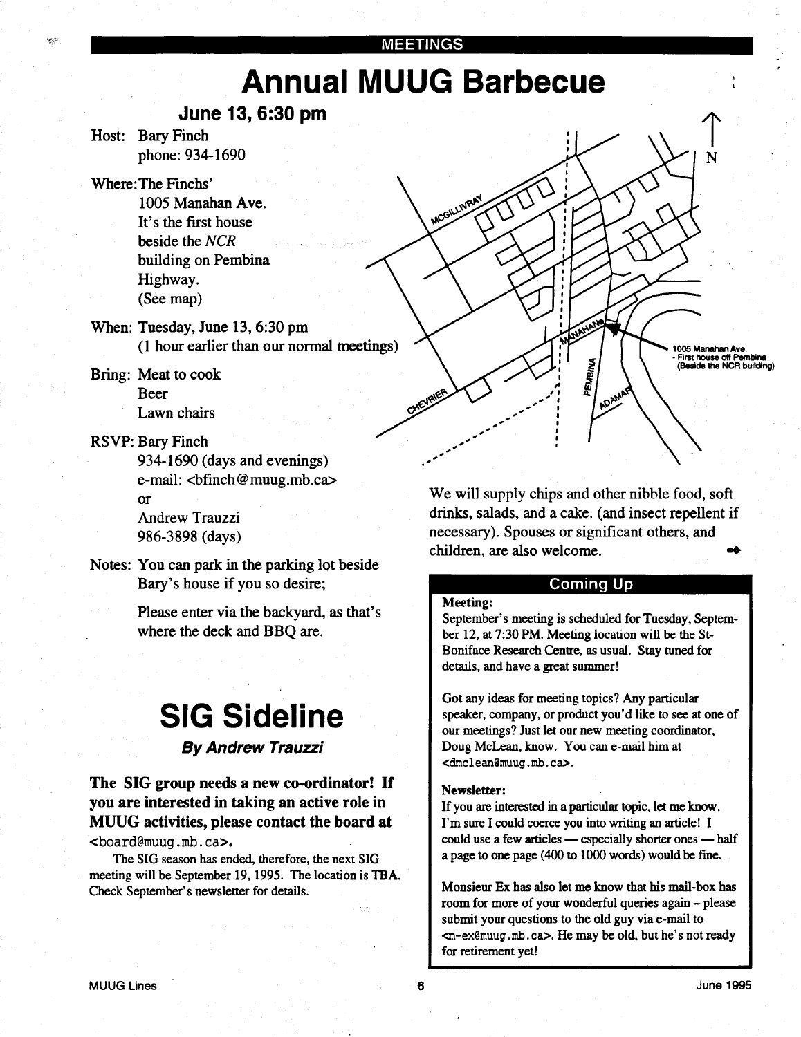MEETINGS

# Annual MUUG Barbecue

## June 13, 6:30 pm

Host: Bary Finch
phone: 934-1690

Where: The Finchs'
1005 Manahan Ave.
It's the first house beside the *NCR* building on Pembina Highway.
(See map)

When: Tuesday, June 13, 6:30 pm
(1 hour earlier than our normal meetings)

Bring: Meat to cook
Beer
Lawn chairs

RSVP: Bary Finch
934-1690 (days and evenings)
e-mail: <bfinch@muug.mb.ca>
or
Andrew Trauzzi
986-3898 (days)

Notes: You can park in the parking lot beside Bary's house if you so desire;

Please enter via the backyard, as that's where the deck and BBQ are.

N
MCGILLIVRAY
MANAHAN
PEMBINA
CHEVRIER
ADAMAR
1005 Manahan Ave.
- First house off Pembina
(Beside the NCR building)

We will supply chips and other nibble food, soft drinks, salads, and a cake. (and insect repellent if necessary). Spouses or significant others, and children, are also welcome.

# SIG Sideline

### *By Andrew Trauzzi*

**The SIG group needs a new co-ordinator! If you are interested in taking an active role in MUUG activities, please contact the board at** <board@muug.mb.ca>.

The SIG season has ended, therefore, the next SIG meeting will be September 19, 1995. The location is TBA. Check September's newsletter for details.

## Coming Up

**Meeting:**
September's meeting is scheduled for Tuesday, September 12, at 7:30 PM. Meeting location will be the St-Boniface Research Centre, as usual. Stay tuned for details, and have a great summer!

Got any ideas for meeting topics? Any particular speaker, company, or product you'd like to see at one of our meetings? Just let our new meeting coordinator, Doug McLean, know. You can e-mail him at <dmclean@muug.mb.ca>.

**Newsletter:**
If you are interested in a particular topic, let me know. I'm sure I could coerce you into writing an article! I could use a few articles — especially shorter ones — half a page to one page (400 to 1000 words) would be fine.

Monsieur Ex has also let me know that his mail-box has room for more of your wonderful queries again – please submit your questions to the old guy via e-mail to <m-ex@muug.mb.ca>. He may be old, but he's not ready for retirement yet!